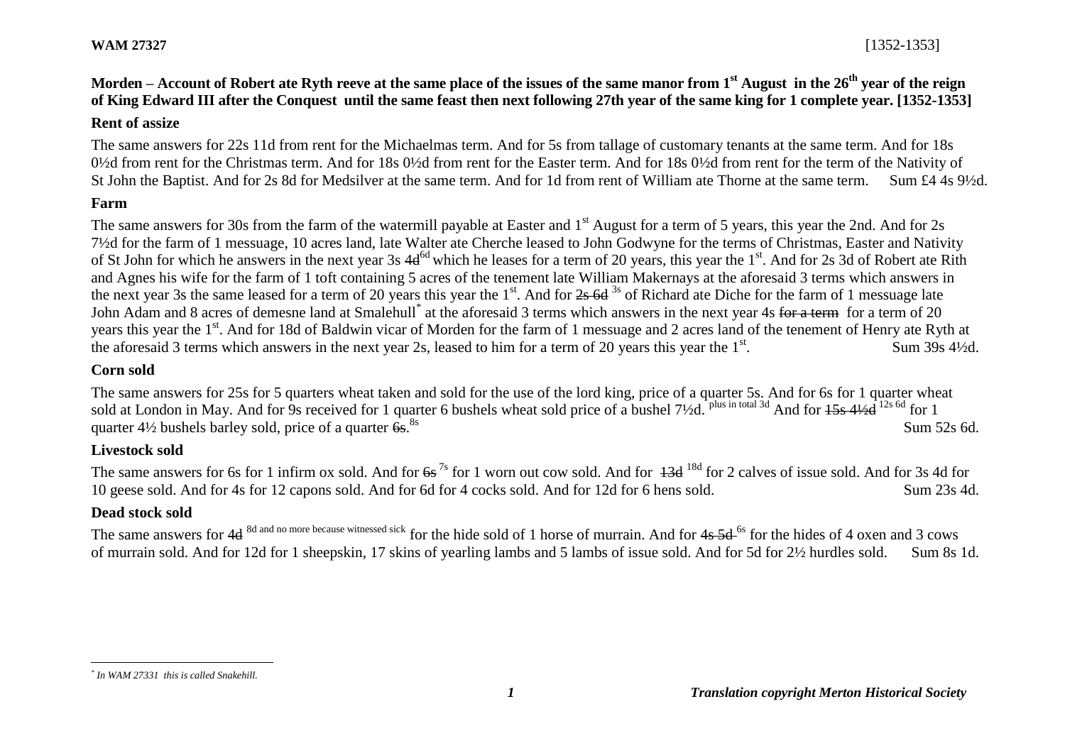**WAM 27327** [1352-1353]

**Morden – Account of Robert ate Ryth reeve at the same place of the issues of the same manor from 1st August in the 26th year of the reign of King Edward III after the Conquest until the same feast then next following 27th year of the same king for 1 complete year. [1352-1353]**

**Rent of assize**

The same answers for 22s 11d from rent for the Michaelmas term. And for 5s from tallage of customary tenants at the same term. And for 18s 0½d from rent for the Christmas term. And for 18s 0½d from rent for the Easter term. And for 18s 0½d from rent for the term of the Nativity of St John the Baptist. And for 2s 8d for Medsilver at the same term. And for 1d from rent of William ate Thorne at the same term. Sum £4 4s 9½d.

**Farm**

The same answers for 30s from the farm of the watermill payable at Easter and 1st August for a term of 5 years, this year the 2nd. And for 2s 7½d for the farm of 1 messuage, 10 acres land, late Walter ate Cherche leased to John Godwyne for the terms of Christmas, Easter and Nativity of St John for which he answers in the next year 3s ~~4d~~ 6d which he leases for a term of 20 years, this year the 1st. And for 2s 3d of Robert ate Rith and Agnes his wife for the farm of 1 toft containing 5 acres of the tenement late William Makernays at the aforesaid 3 terms which answers in the next year 3s the same leased for a term of 20 years this year the 1st. And for ~~2s 6d~~ 3s of Richard ate Diche for the farm of 1 messuage late John Adam and 8 acres of demesne land at Smalehull* at the aforesaid 3 terms which answers in the next year 4s ~~for a term~~ for a term of 20 years this year the 1st. And for 18d of Baldwin vicar of Morden for the farm of 1 messuage and 2 acres land of the tenement of Henry ate Ryth at the aforesaid 3 terms which answers in the next year 2s, leased to him for a term of 20 years this year the 1st. Sum 39s 4½d.

**Corn sold**

The same answers for 25s for 5 quarters wheat taken and sold for the use of the lord king, price of a quarter 5s. And for 6s for 1 quarter wheat sold at London in May. And for 9s received for 1 quarter 6 bushels wheat sold price of a bushel 7½d. plus in total 3d And for ~~15s 4½d~~ 12s 6d for 1 quarter 4½ bushels barley sold, price of a quarter ~~6s~~. 8s Sum 52s 6d.

**Livestock sold**

The same answers for 6s for 1 infirm ox sold. And for ~~6s~~ 7s for 1 worn out cow sold. And for ~~13d~~ 18d for 2 calves of issue sold. And for 3s 4d for 10 geese sold. And for 4s for 12 capons sold. And for 6d for 4 cocks sold. And for 12d for 6 hens sold. Sum 23s 4d.

**Dead stock sold**

The same answers for ~~4d~~ 8d and no more because witnessed sick for the hide sold of 1 horse of murrain. And for ~~4s 5d~~ 6s for the hides of 4 oxen and 3 cows of murrain sold. And for 12d for 1 sheepskin, 17 skins of yearling lambs and 5 lambs of issue sold. And for 5d for 2½ hurdles sold. Sum 8s 1d.

---

\* *In WAM 27331 this is called Snakehill.*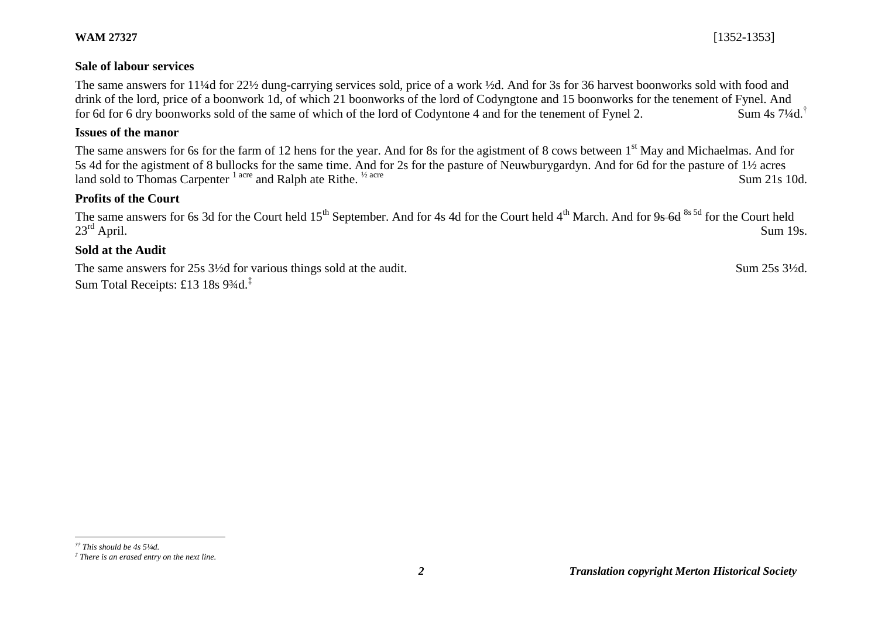### Sale of labour services

The same answers for 11¼d for 22½ dung-carrying services sold, price of a work ½d. And for 3s for 36 harvest boonworks sold with food and drink of the lord, price of a boonwork 1d, of which 21 boonworks of the lord of Codyngtone and 15 boonworks for the tenement of Fynel. And for 6d for 6 dry boonworks sold of the same of which of the lord of Codyntone 4 and for the tenement of Fynel 2. Sum 4s 7¼d.[†]

### Issues of the manor

The same answers for 6s for the farm of 12 hens for the year. And for 8s for the agistment of 8 cows between 1st May and Michaelmas. And for 5s 4d for the agistment of 8 bullocks for the same time. And for 2s for the pasture of Neuwburygardyn. And for 6d for the pasture of 1½ acres land sold to Thomas Carpenter [1 acre] and Ralph ate Rithe. [½ acre] Sum 21s 10d.

### Profits of the Court

The same answers for 6s 3d for the Court held 15th September. And for 4s 4d for the Court held 4th March. And for ~~9s 6d~~ [8s 5d] for the Court held 23rd April. Sum 19s.

### Sold at the Audit

The same answers for 25s 3½d for various things sold at the audit. Sum 25s 3½d.

Sum Total Receipts: £13 18s 9¾d.[‡]

---

*[††] This should be 4s 5¼d.*

*[‡] There is an erased entry on the next line.*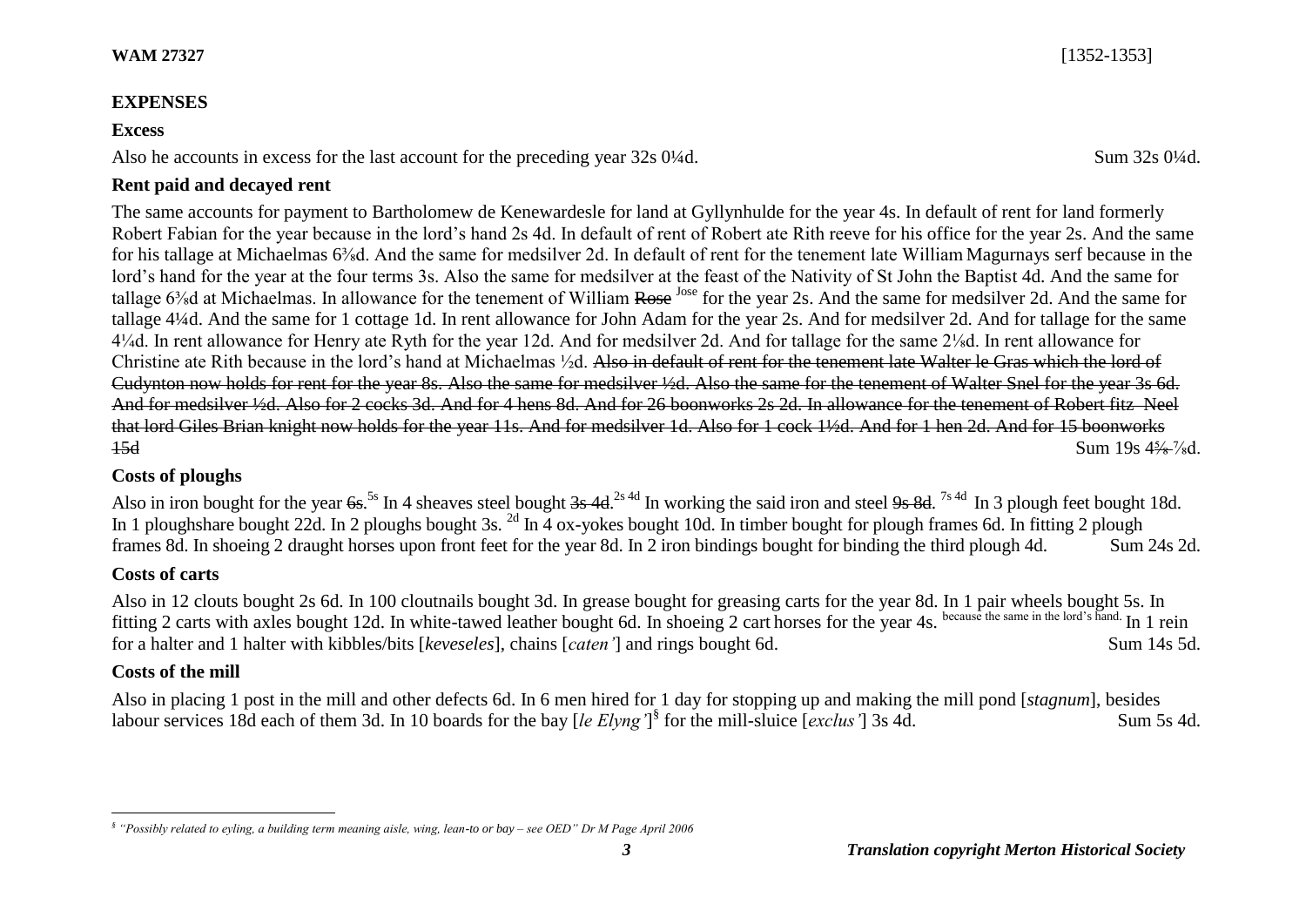WAM 27327 [1352-1353]

## EXPENSES

### Excess

Also he accounts in excess for the last account for the preceding year 32s 0¼d. Sum 32s 0¼d.

### Rent paid and decayed rent

The same accounts for payment to Bartholomew de Kenewardesle for land at Gyllynhulde for the year 4s. In default of rent for land formerly Robert Fabian for the year because in the lord's hand 2s 4d. In default of rent of Robert ate Rith reeve for his office for the year 2s. And the same for his tallage at Michaelmas 6⅜d. And the same for medsilver 2d. In default of rent for the tenement late William Magurnays serf because in the lord's hand for the year at the four terms 3s. Also the same for medsilver at the feast of the Nativity of St John the Baptist 4d. And the same for tallage 6⅜d at Michaelmas. In allowance for the tenement of William ~~Rose~~ Jose for the year 2s. And the same for medsilver 2d. And the same for tallage 4¼d. And the same for 1 cottage 1d. In rent allowance for John Adam for the year 2s. And for medsilver 2d. And for tallage for the same 4¼d. In rent allowance for Henry ate Ryth for the year 12d. And for medsilver 2d. And for tallage for the same 2⅛d. In rent allowance for Christine ate Rith because in the lord's hand at Michaelmas ½d. ~~Also in default of rent for the tenement late Walter le Gras which the lord of Cudynton now holds for rent for the year 8s. Also the same for medsilver ½d. Also the same for the tenement of Walter Snel for the year 3s 6d. And for medsilver ½d. Also for 2 cocks 3d. And for 4 hens 8d. And for 26 boonworks 2s 2d. In allowance for the tenement of Robert fitz Neel that lord Giles Brian knight now holds for the year 11s. And for medsilver 1d. Also for 1 cock 1½d. And for 1 hen 2d. And for 15 boonworks 15d~~ Sum 19s ~~4⅝~~ ⅞d.

### Costs of ploughs

Also in iron bought for the year ~~6s~~. 5s In 4 sheaves steel bought ~~3s 4d~~. 2s 4d In working the said iron and steel ~~9s 8d~~. 7s 4d In 3 plough feet bought 18d. In 1 ploughshare bought 22d. In 2 ploughs bought 3s. 2d In 4 ox-yokes bought 10d. In timber bought for plough frames 6d. In fitting 2 plough frames 8d. In shoeing 2 draught horses upon front feet for the year 8d. In 2 iron bindings bought for binding the third plough 4d. Sum 24s 2d.

### Costs of carts

Also in 12 clouts bought 2s 6d. In 100 cloutnails bought 3d. In grease bought for greasing carts for the year 8d. In 1 pair wheels bought 5s. In fitting 2 carts with axles bought 12d. In white-tawed leather bought 6d. In shoeing 2 cart horses for the year 4s. because the same in the lord's hand. In 1 rein for a halter and 1 halter with kibbles/bits [*keveseles*], chains [*caten'*] and rings bought 6d. Sum 14s 5d.

### Costs of the mill

Also in placing 1 post in the mill and other defects 6d. In 6 men hired for 1 day for stopping up and making the mill pond [*stagnum*], besides labour services 18d each of them 3d. In 10 boards for the bay [*le Elyng'*][§] for the mill-sluice [*exclus'*] 3s 4d. Sum 5s 4d.

§ *"Possibly related to eyling, a building term meaning aisle, wing, lean-to or bay – see OED" Dr M Page April 2006*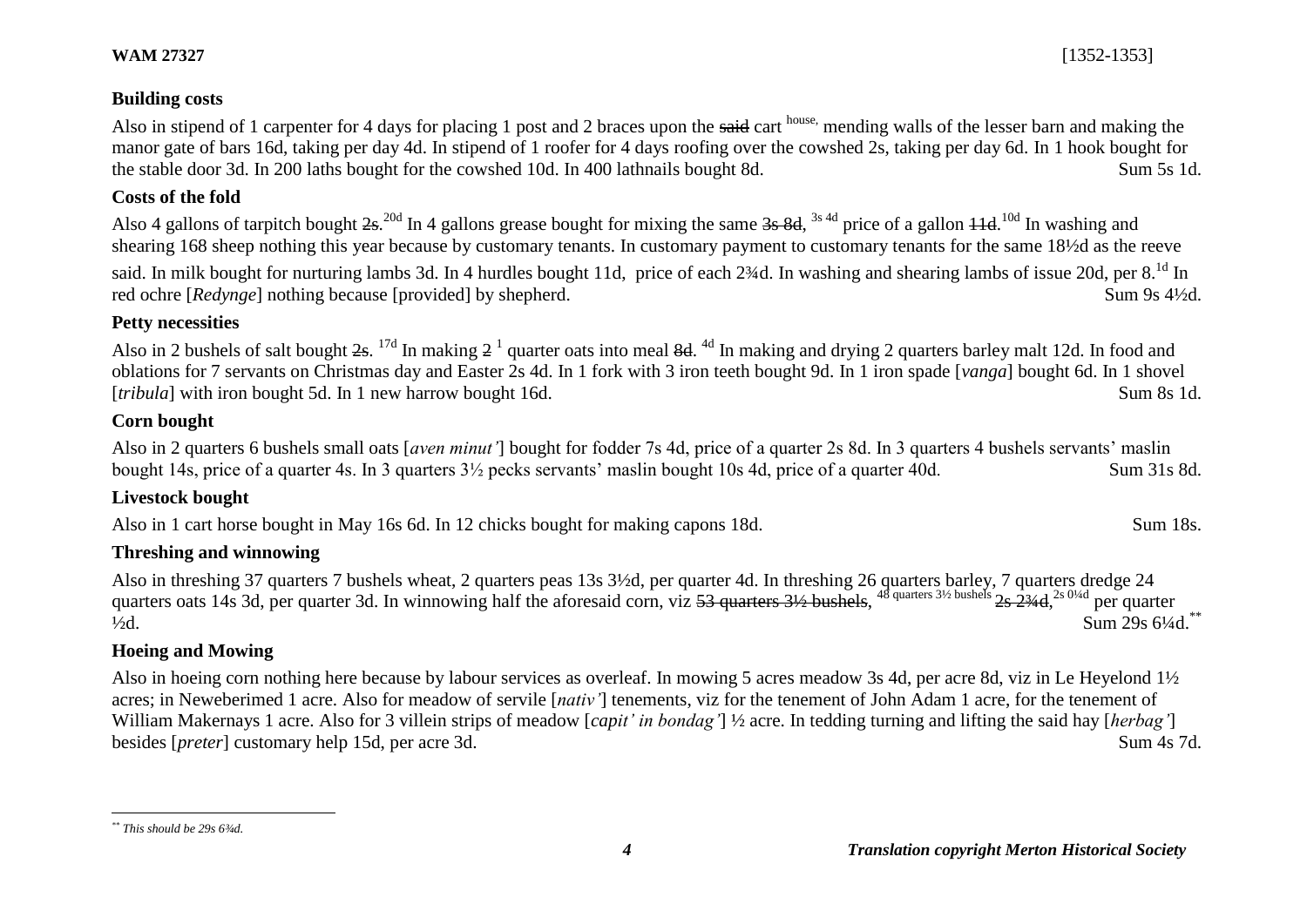## Building costs

Also in stipend of 1 carpenter for 4 days for placing 1 post and 2 braces upon the ~~said~~ cart [house,] mending walls of the lesser barn and making the manor gate of bars 16d, taking per day 4d. In stipend of 1 roofer for 4 days roofing over the cowshed 2s, taking per day 6d. In 1 hook bought for the stable door 3d. In 200 laths bought for the cowshed 10d. In 400 lathnails bought 8d. Sum 5s 1d.

## Costs of the fold

Also 4 gallons of tarpitch bought ~~2s~~.[20d] In 4 gallons grease bought for mixing the same ~~3s 8d~~, [3s 4d] price of a gallon ~~11d~~.[10d] In washing and shearing 168 sheep nothing this year because by customary tenants. In customary payment to customary tenants for the same 18½d as the reeve said. In milk bought for nurturing lambs 3d. In 4 hurdles bought 11d, price of each 2¾d. In washing and shearing lambs of issue 20d, per 8.[1d] In red ochre [*Redynge*] nothing because [provided] by shepherd. Sum 9s 4½d.

## Petty necessities

Also in 2 bushels of salt bought ~~2s~~. [17d] In making ~~2~~ [1] quarter oats into meal ~~8d~~. [4d] In making and drying 2 quarters barley malt 12d. In food and oblations for 7 servants on Christmas day and Easter 2s 4d. In 1 fork with 3 iron teeth bought 9d. In 1 iron spade [*vanga*] bought 6d. In 1 shovel [*tribula*] with iron bought 5d. In 1 new harrow bought 16d. Sum 8s 1d.

## Corn bought

Also in 2 quarters 6 bushels small oats [*aven minut'*] bought for fodder 7s 4d, price of a quarter 2s 8d. In 3 quarters 4 bushels servants' maslin bought 14s, price of a quarter 4s. In 3 quarters 3½ pecks servants' maslin bought 10s 4d, price of a quarter 40d. Sum 31s 8d.

## Livestock bought

Also in 1 cart horse bought in May 16s 6d. In 12 chicks bought for making capons 18d. Sum 18s.

## Threshing and winnowing

Also in threshing 37 quarters 7 bushels wheat, 2 quarters peas 13s 3½d, per quarter 4d. In threshing 26 quarters barley, 7 quarters dredge 24 quarters oats 14s 3d, per quarter 3d. In winnowing half the aforesaid corn, viz ~~53 quarters 3½ bushels~~, [48 quarters 3½ bushels] ~~2s 2¾d~~, [2s 0¼d] per quarter ½d. Sum 29s 6¼d.[**]

## Hoeing and Mowing

Also in hoeing corn nothing here because by labour services as overleaf. In mowing 5 acres meadow 3s 4d, per acre 8d, viz in Le Heyelond 1½ acres; in Neweberimed 1 acre. Also for meadow of servile [*nativ'*] tenements, viz for the tenement of John Adam 1 acre, for the tenement of William Makernays 1 acre. Also for 3 villein strips of meadow [*capit' in bondag'*] ½ acre. In tedding turning and lifting the said hay [*herbag'*] besides [*preter*] customary help 15d, per acre 3d. Sum 4s 7d.

---

[**] *This should be 29s 6¾d.*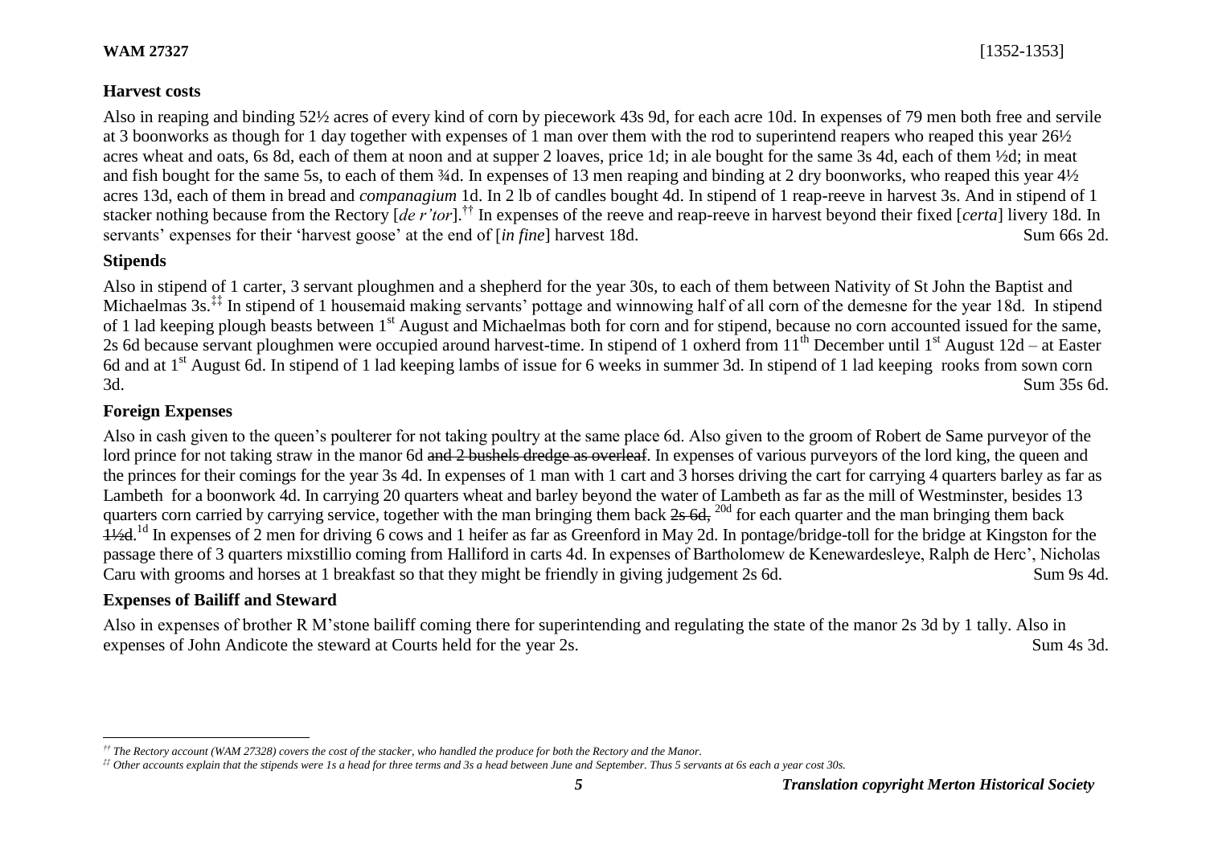**WAM 27327** [1352-1353]

## Harvest costs

Also in reaping and binding 52½ acres of every kind of corn by piecework 43s 9d, for each acre 10d. In expenses of 79 men both free and servile at 3 boonworks as though for 1 day together with expenses of 1 man over them with the rod to superintend reapers who reaped this year 26½ acres wheat and oats, 6s 8d, each of them at noon and at supper 2 loaves, price 1d; in ale bought for the same 3s 4d, each of them ½d; in meat and fish bought for the same 5s, to each of them ¾d. In expenses of 13 men reaping and binding at 2 dry boonworks, who reaped this year 4½ acres 13d, each of them in bread and *companagium* 1d. In 2 lb of candles bought 4d. In stipend of 1 reap-reeve in harvest 3s. And in stipend of 1 stacker nothing because from the Rectory [*de r'tor*].[††] In expenses of the reeve and reap-reeve in harvest beyond their fixed [*certa*] livery 18d. In servants' expenses for their 'harvest goose' at the end of [*in fine*] harvest 18d. Sum 66s 2d.

## Stipends

Also in stipend of 1 carter, 3 servant ploughmen and a shepherd for the year 30s, to each of them between Nativity of St John the Baptist and Michaelmas 3s.[‡‡] In stipend of 1 housemaid making servants' pottage and winnowing half of all corn of the demesne for the year 18d. In stipend of 1 lad keeping plough beasts between 1st August and Michaelmas both for corn and for stipend, because no corn accounted issued for the same, 2s 6d because servant ploughmen were occupied around harvest-time. In stipend of 1 oxherd from 11th December until 1st August 12d – at Easter 6d and at 1st August 6d. In stipend of 1 lad keeping lambs of issue for 6 weeks in summer 3d. In stipend of 1 lad keeping rooks from sown corn 3d. Sum 35s 6d.

## Foreign Expenses

Also in cash given to the queen's poulterer for not taking poultry at the same place 6d. Also given to the groom of Robert de Same purveyor of the lord prince for not taking straw in the manor 6d ~~and 2 bushels dredge as overleaf~~. In expenses of various purveyors of the lord king, the queen and the princes for their comings for the year 3s 4d. In expenses of 1 man with 1 cart and 3 horses driving the cart for carrying 4 quarters barley as far as Lambeth for a boonwork 4d. In carrying 20 quarters wheat and barley beyond the water of Lambeth as far as the mill of Westminster, besides 13 quarters corn carried by carrying service, together with the man bringing them back ~~2s 6d,~~ 20d for each quarter and the man bringing them back ~~1½d~~.1d In expenses of 2 men for driving 6 cows and 1 heifer as far as Greenford in May 2d. In pontage/bridge-toll for the bridge at Kingston for the passage there of 3 quarters mixstillio coming from Halliford in carts 4d. In expenses of Bartholomew de Kenewardesleye, Ralph de Herc', Nicholas Caru with grooms and horses at 1 breakfast so that they might be friendly in giving judgement 2s 6d. Sum 9s 4d.

## Expenses of Bailiff and Steward

Also in expenses of brother R M'stone bailiff coming there for superintending and regulating the state of the manor 2s 3d by 1 tally. Also in expenses of John Andicote the steward at Courts held for the year 2s. Sum 4s 3d.

---

*[††] The Rectory account (WAM 27328) covers the cost of the stacker, who handled the produce for both the Rectory and the Manor.*

*[‡‡] Other accounts explain that the stipends were 1s a head for three terms and 3s a head between June and September. Thus 5 servants at 6s each a year cost 30s.*

*Translation copyright Merton Historical Society*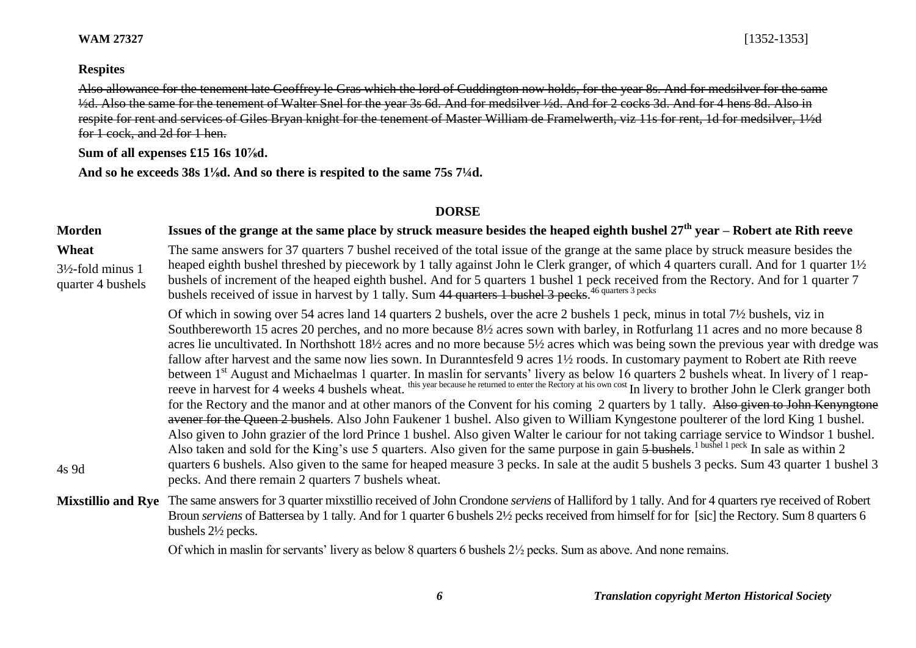**WAM 27327** [1352-1353]

**Respites**

~~Also allowance for the tenement late Geoffrey le Gras which the lord of Cuddington now holds, for the year 8s. And for medsilver for the same ½d. Also the same for the tenement of Walter Snel for the year 3s 6d. And for medsilver ½d. And for 2 cocks 3d. And for 4 hens 8d. Also in respite for rent and services of Giles Bryan knight for the tenement of Master William de Framelwerth, viz 11s for rent, 1d for medsilver, 1½d for 1 cock, and 2d for 1 hen.~~

**Sum of all expenses £15 16s 10⅞d.**

**And so he exceeds 38s 1⅛d. And so there is respited to the same 75s 7¼d.**

## DORSE

**Morden** — **Issues of the grange at the same place by struck measure besides the heaped eighth bushel 27th year – Robert ate Rith reeve**

**Wheat**

3½-fold minus 1 quarter 4 bushels

The same answers for 37 quarters 7 bushel received of the total issue of the grange at the same place by struck measure besides the heaped eighth bushel threshed by piecework by 1 tally against John le Clerk granger, of which 4 quarters curall. And for 1 quarter 1½ bushels of increment of the heaped eighth bushel. And for 5 quarters 1 bushel 1 peck received from the Rectory. And for 1 quarter 7 bushels received of issue in harvest by 1 tally. Sum ~~44 quarters 1 bushel 3 pecks~~. [46 quarters 3 pecks]

Of which in sowing over 54 acres land 14 quarters 2 bushels, over the acre 2 bushels 1 peck, minus in total 7½ bushels, viz in Southbereworth 15 acres 20 perches, and no more because 8½ acres sown with barley, in Rotfurlang 11 acres and no more because 8 acres lie uncultivated. In Northshott 18½ acres and no more because 5½ acres which was being sown the previous year with dredge was fallow after harvest and the same now lies sown. In Duranntesfeld 9 acres 1½ roods. In customary payment to Robert ate Rith reeve between 1st August and Michaelmas 1 quarter. In maslin for servants' livery as below 16 quarters 2 bushels wheat. In livery of 1 reap-reeve in harvest for 4 weeks 4 bushels wheat. [this year because he returned to enter the Rectory at his own cost] In livery to brother John le Clerk granger both for the Rectory and the manor and at other manors of the Convent for his coming 2 quarters by 1 tally. ~~Also given to John Kenyngtone avener for the Queen 2 bushels~~. Also John Faukener 1 bushel. Also given to William Kyngestone poulterer of the lord King 1 bushel. Also given to John grazier of the lord Prince 1 bushel. Also given Walter le cariour for not taking carriage service to Windsor 1 bushel. Also taken and sold for the King's use 5 quarters. Also given for the same purpose in gain ~~5 bushels~~. [1 bushel 1 peck] In sale as within 2 quarters 6 bushels. Also given to the same for heaped measure 3 pecks. In sale at the audit 5 bushels 3 pecks. Sum 43 quarter 1 bushel 3 pecks. And there remain 2 quarters 7 bushels wheat.

4s 9d

**Mixstillio and Rye** — The same answers for 3 quarter mixstillio received of John Crondone *serviens* of Halliford by 1 tally. And for 4 quarters rye received of Robert Broun *serviens* of Battersea by 1 tally. And for 1 quarter 6 bushels 2½ pecks received from himself for for [sic] the Rectory. Sum 8 quarters 6 bushels 2½ pecks.

Of which in maslin for servants' livery as below 8 quarters 6 bushels 2½ pecks. Sum as above. And none remains.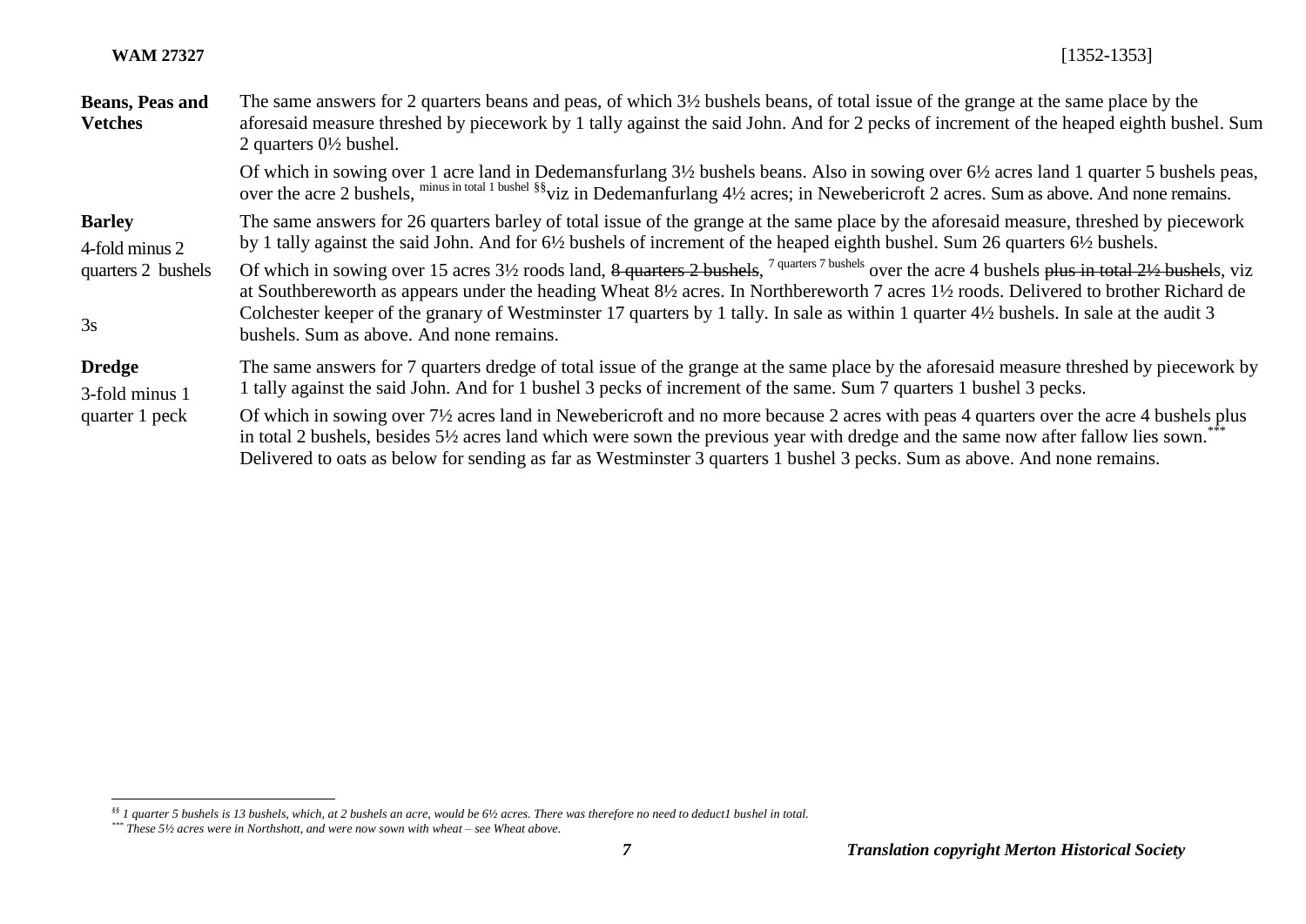**Beans, Peas and Vetches**

The same answers for 2 quarters beans and peas, of which 3½ bushels beans, of total issue of the grange at the same place by the aforesaid measure threshed by piecework by 1 tally against the said John. And for 2 pecks of increment of the heaped eighth bushel. Sum 2 quarters 0½ bushel.

Of which in sowing over 1 acre land in Dedemansfurlang 3½ bushels beans. Also in sowing over 6½ acres land 1 quarter 5 bushels peas, over the acre 2 bushels, [minus in total 1 bushel] [§§] viz in Dedemanfurlang 4½ acres; in Newebericroft 2 acres. Sum as above. And none remains.

**Barley**

4-fold minus 2 quarters 2 bushels

3s

The same answers for 26 quarters barley of total issue of the grange at the same place by the aforesaid measure, threshed by piecework by 1 tally against the said John. And for 6½ bushels of increment of the heaped eighth bushel. Sum 26 quarters 6½ bushels.

Of which in sowing over 15 acres 3½ roods land, ~~8 quarters 2 bushels~~, [7 quarters 7 bushels] over the acre 4 bushels ~~plus in total 2½ bushels~~, viz at Southbereworth as appears under the heading Wheat 8½ acres. In Northbereworth 7 acres 1½ roods. Delivered to brother Richard de Colchester keeper of the granary of Westminster 17 quarters by 1 tally. In sale as within 1 quarter 4½ bushels. In sale at the audit 3 bushels. Sum as above. And none remains.

**Dredge**

3-fold minus 1 quarter 1 peck

The same answers for 7 quarters dredge of total issue of the grange at the same place by the aforesaid measure threshed by piecework by 1 tally against the said John. And for 1 bushel 3 pecks of increment of the same. Sum 7 quarters 1 bushel 3 pecks.

Of which in sowing over 7½ acres land in Newebericroft and no more because 2 acres with peas 4 quarters over the acre 4 bushels plus in total 2 bushels, besides 5½ acres land which were sown the previous year with dredge and the same now after fallow lies sown.[***] Delivered to oats as below for sending as far as Westminster 3 quarters 1 bushel 3 pecks. Sum as above. And none remains.

---

[§§] *1 quarter 5 bushels is 13 bushels, which, at 2 bushels an acre, would be 6½ acres. There was therefore no need to deduct1 bushel in total.*

[***] *These 5½ acres were in Northshott, and were now sown with wheat – see Wheat above.*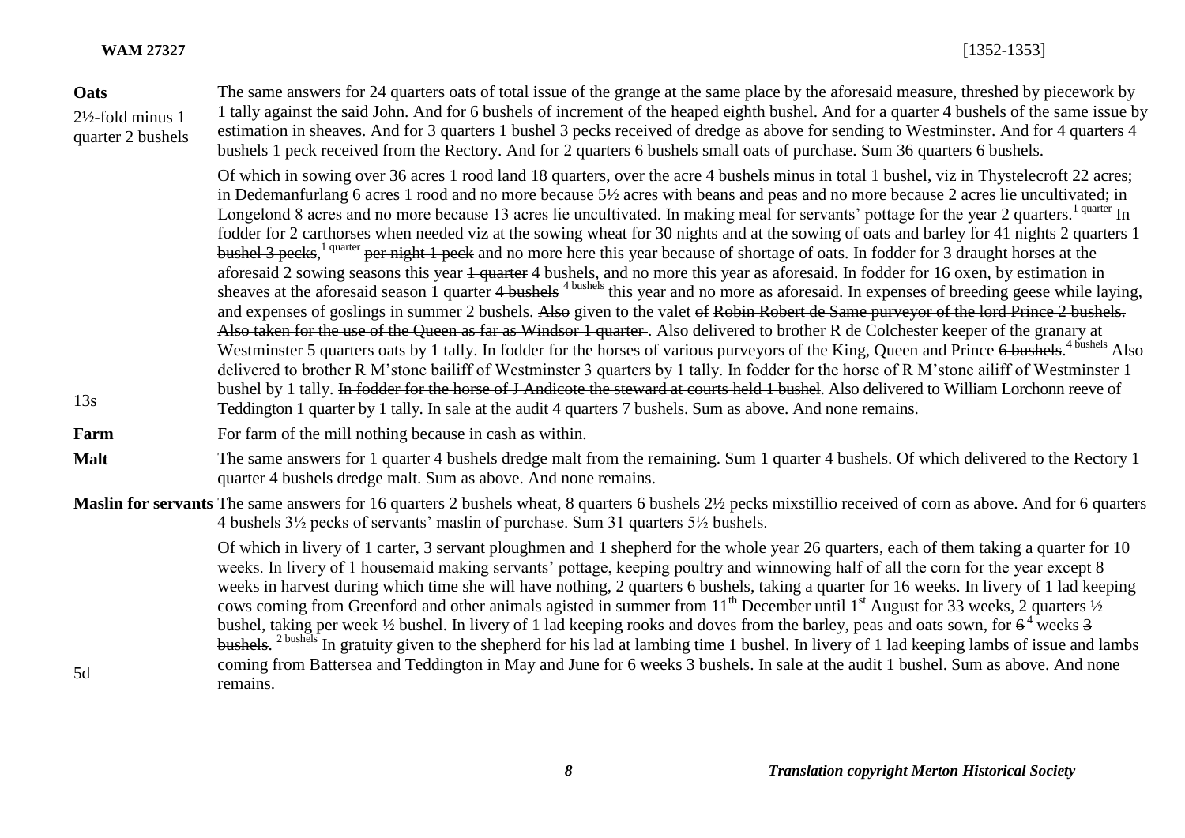| | |
|---|---|
| **Oats** 2½-fold minus 1 quarter 2 bushels | The same answers for 24 quarters oats of total issue of the grange at the same place by the aforesaid measure, threshed by piecework by 1 tally against the said John. And for 6 bushels of increment of the heaped eighth bushel. And for a quarter 4 bushels of the same issue by estimation in sheaves. And for 3 quarters 1 bushel 3 pecks received of dredge as above for sending to Westminster. And for 4 quarters 4 bushels 1 peck received from the Rectory. And for 2 quarters 6 bushels small oats of purchase. Sum 36 quarters 6 bushels. |
| 13s | Of which in sowing over 36 acres 1 rood land 18 quarters, over the acre 4 bushels minus in total 1 bushel, viz in Thystelecroft 22 acres; in Dedemanfurlang 6 acres 1 rood and no more because 5½ acres with beans and peas and no more because 2 acres lie uncultivated; in Longelond 8 acres and no more because 13 acres lie uncultivated. In making meal for servants' pottage for the year ~~2 quarters~~.[1 quarter] In fodder for 2 carthorses when needed viz at the sowing wheat ~~for 30 nights~~ and at the sowing of oats and barley ~~for 41 nights 2 quarters 1 bushel 3 pecks~~,[1 quarter] ~~per night 1 peck~~ and no more here this year because of shortage of oats. In fodder for 3 draught horses at the aforesaid 2 sowing seasons this year ~~1 quarter~~ 4 bushels, and no more this year as aforesaid. In fodder for 16 oxen, by estimation in sheaves at the aforesaid season 1 quarter ~~4 bushels~~ [4 bushels] this year and no more as aforesaid. In expenses of breeding geese while laying, and expenses of goslings in summer 2 bushels. ~~Also~~ given to the valet ~~of Robin Robert de Same purveyor of the lord Prince 2 bushels. Also taken for the use of the Queen as far as Windsor 1 quarter~~. Also delivered to brother R de Colchester keeper of the granary at Westminster 5 quarters oats by 1 tally. In fodder for the horses of various purveyors of the King, Queen and Prince ~~6 bushels~~.[4 bushels] Also delivered to brother R M'stone bailiff of Westminster 3 quarters by 1 tally. In fodder for the horse of R M'stone ailiff of Westminster 1 bushel by 1 tally. ~~In fodder for the horse of J Andicote the steward at courts held 1 bushel~~. Also delivered to William Lorchonn reeve of Teddington 1 quarter by 1 tally. In sale at the audit 4 quarters 7 bushels. Sum as above. And none remains. |
| **Farm** | For farm of the mill nothing because in cash as within. |
| **Malt** | The same answers for 1 quarter 4 bushels dredge malt from the remaining. Sum 1 quarter 4 bushels. Of which delivered to the Rectory 1 quarter 4 bushels dredge malt. Sum as above. And none remains. |
| **Maslin for servants** | The same answers for 16 quarters 2 bushels wheat, 8 quarters 6 bushels 2½ pecks mixstillio received of corn as above. And for 6 quarters 4 bushels 3½ pecks of servants' maslin of purchase. Sum 31 quarters 5½ bushels. |
| 5d | Of which in livery of 1 carter, 3 servant ploughmen and 1 shepherd for the whole year 26 quarters, each of them taking a quarter for 10 weeks. In livery of 1 housemaid making servants' pottage, keeping poultry and winnowing half of all the corn for the year except 8 weeks in harvest during which time she will have nothing, 2 quarters 6 bushels, taking a quarter for 16 weeks. In livery of 1 lad keeping cows coming from Greenford and other animals agisted in summer from 11th December until 1st August for 33 weeks, 2 quarters ½ bushel, taking per week ½ bushel. In livery of 1 lad keeping rooks and doves from the barley, peas and oats sown, for ~~6~~ [4] weeks ~~3 bushels~~. [2 bushels] In gratuity given to the shepherd for his lad at lambing time 1 bushel. In livery of 1 lad keeping lambs of issue and lambs coming from Battersea and Teddington in May and June for 6 weeks 3 bushels. In sale at the audit 1 bushel. Sum as above. And none remains. |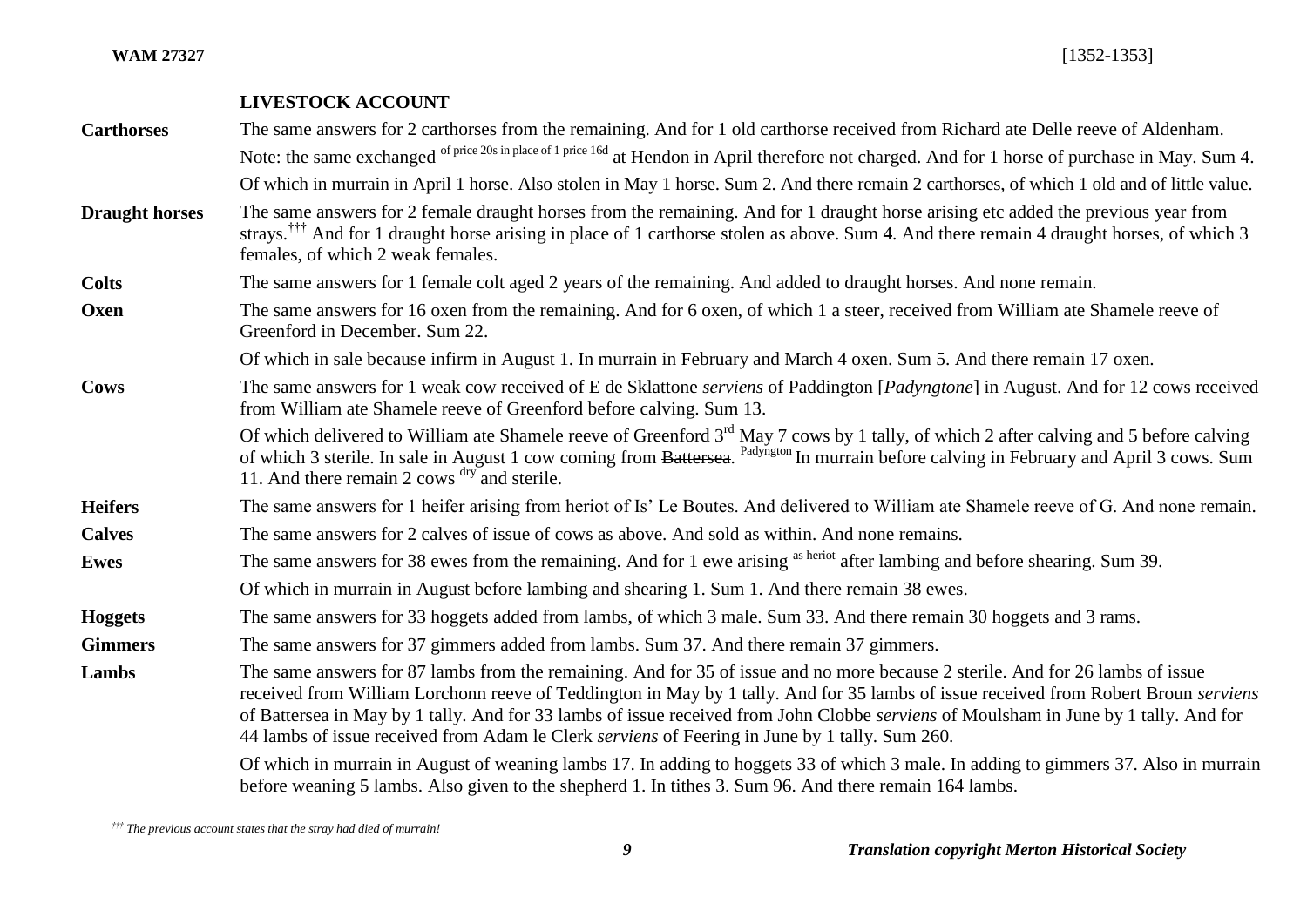## LIVESTOCK ACCOUNT

**Carthorses** The same answers for 2 carthorses from the remaining. And for 1 old carthorse received from Richard ate Delle reeve of Aldenham. Note: the same exchanged of price 20s in place of 1 price 16d at Hendon in April therefore not charged. And for 1 horse of purchase in May. Sum 4.

Of which in murrain in April 1 horse. Also stolen in May 1 horse. Sum 2. And there remain 2 carthorses, of which 1 old and of little value.

**Draught horses** The same answers for 2 female draught horses from the remaining. And for 1 draught horse arising etc added the previous year from strays.[†††] And for 1 draught horse arising in place of 1 carthorse stolen as above. Sum 4. And there remain 4 draught horses, of which 3 females, of which 2 weak females.

**Colts** The same answers for 1 female colt aged 2 years of the remaining. And added to draught horses. And none remain.

**Oxen** The same answers for 16 oxen from the remaining. And for 6 oxen, of which 1 a steer, received from William ate Shamele reeve of Greenford in December. Sum 22.

Of which in sale because infirm in August 1. In murrain in February and March 4 oxen. Sum 5. And there remain 17 oxen.

**Cows** The same answers for 1 weak cow received of E de Sklattone *serviens* of Paddington [*Padyngtone*] in August. And for 12 cows received from William ate Shamele reeve of Greenford before calving. Sum 13.

Of which delivered to William ate Shamele reeve of Greenford 3rd May 7 cows by 1 tally, of which 2 after calving and 5 before calving of which 3 sterile. In sale in August 1 cow coming from ~~Battersea~~. Padyngton In murrain before calving in February and April 3 cows. Sum 11. And there remain 2 cows dry and sterile.

**Heifers** The same answers for 1 heifer arising from heriot of Is' Le Boutes. And delivered to William ate Shamele reeve of G. And none remain.

**Calves** The same answers for 2 calves of issue of cows as above. And sold as within. And none remains.

**Ewes** The same answers for 38 ewes from the remaining. And for 1 ewe arising as heriot after lambing and before shearing. Sum 39.

Of which in murrain in August before lambing and shearing 1. Sum 1. And there remain 38 ewes.

**Hoggets** The same answers for 33 hoggets added from lambs, of which 3 male. Sum 33. And there remain 30 hoggets and 3 rams.

**Gimmers** The same answers for 37 gimmers added from lambs. Sum 37. And there remain 37 gimmers.

**Lambs** The same answers for 87 lambs from the remaining. And for 35 of issue and no more because 2 sterile. And for 26 lambs of issue received from William Lorchonn reeve of Teddington in May by 1 tally. And for 35 lambs of issue received from Robert Broun *serviens* of Battersea in May by 1 tally. And for 33 lambs of issue received from John Clobbe *serviens* of Moulsham in June by 1 tally. And for 44 lambs of issue received from Adam le Clerk *serviens* of Feering in June by 1 tally. Sum 260.

Of which in murrain in August of weaning lambs 17. In adding to hoggets 33 of which 3 male. In adding to gimmers 37. Also in murrain before weaning 5 lambs. Also given to the shepherd 1. In tithes 3. Sum 96. And there remain 164 lambs.

---

[†††] *The previous account states that the stray had died of murrain!*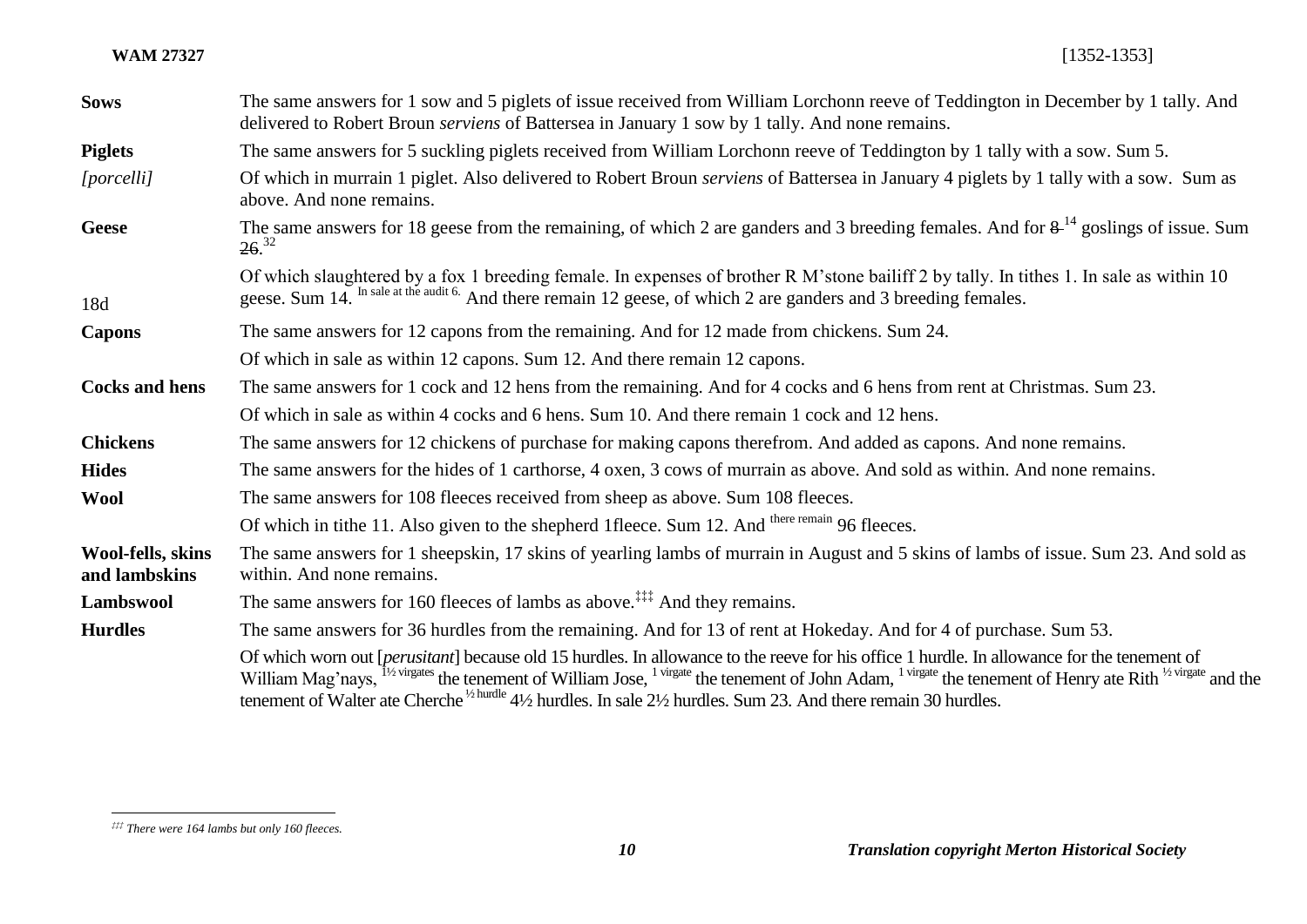| | |
|---|---|
| **Sows** | The same answers for 1 sow and 5 piglets of issue received from William Lorchonn reeve of Teddington in December by 1 tally. And delivered to Robert Broun *serviens* of Battersea in January 1 sow by 1 tally. And none remains. |
| **Piglets** | The same answers for 5 suckling piglets received from William Lorchonn reeve of Teddington by 1 tally with a sow. Sum 5. |
| *[porcelli]* | Of which in murrain 1 piglet. Also delivered to Robert Broun *serviens* of Battersea in January 4 piglets by 1 tally with a sow. Sum as above. And none remains. |
| **Geese** | The same answers for 18 geese from the remaining, of which 2 are ganders and 3 breeding females. And for ~~8~~ 14 goslings of issue. Sum ~~26~~. 32 |
| 18d | Of which slaughtered by a fox 1 breeding female. In expenses of brother R M'stone bailiff 2 by tally. In tithes 1. In sale as within 10 geese. Sum 14. In sale at the audit 6. And there remain 12 geese, of which 2 are ganders and 3 breeding females. |
| **Capons** | The same answers for 12 capons from the remaining. And for 12 made from chickens. Sum 24. |
| | Of which in sale as within 12 capons. Sum 12. And there remain 12 capons. |
| **Cocks and hens** | The same answers for 1 cock and 12 hens from the remaining. And for 4 cocks and 6 hens from rent at Christmas. Sum 23. |
| | Of which in sale as within 4 cocks and 6 hens. Sum 10. And there remain 1 cock and 12 hens. |
| **Chickens** | The same answers for 12 chickens of purchase for making capons therefrom. And added as capons. And none remains. |
| **Hides** | The same answers for the hides of 1 carthorse, 4 oxen, 3 cows of murrain as above. And sold as within. And none remains. |
| **Wool** | The same answers for 108 fleeces received from sheep as above. Sum 108 fleeces. |
| | Of which in tithe 11. Also given to the shepherd 1fleece. Sum 12. And there remain 96 fleeces. |
| **Wool-fells, skins and lambskins** | The same answers for 1 sheepskin, 17 skins of yearling lambs of murrain in August and 5 skins of lambs of issue. Sum 23. And sold as within. And none remains. |
| **Lambswool** | The same answers for 160 fleeces of lambs as above.[‡‡‡] And they remains. |
| **Hurdles** | The same answers for 36 hurdles from the remaining. And for 13 of rent at Hokeday. And for 4 of purchase. Sum 53. |
| | Of which worn out [*perusitant*] because old 15 hurdles. In allowance to the reeve for his office 1 hurdle. In allowance for the tenement of William Mag'nays, 1½ virgates the tenement of William Jose, 1 virgate the tenement of John Adam, 1 virgate the tenement of Henry ate Rith ½ virgate and the tenement of Walter ate Cherche ½ hurdle 4½ hurdles. In sale 2½ hurdles. Sum 23. And there remain 30 hurdles. |

[‡‡‡] *There were 164 lambs but only 160 fleeces.*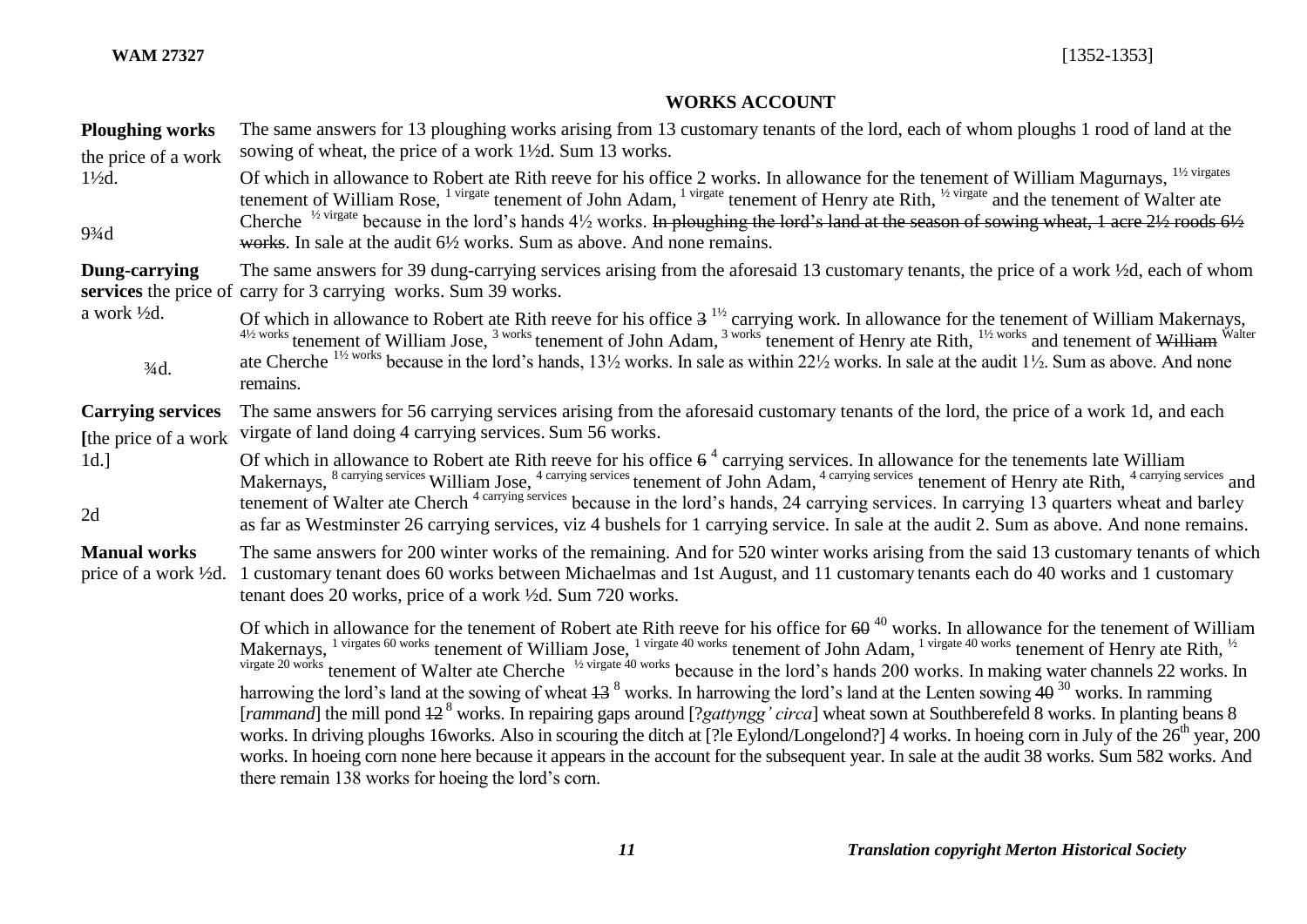**WAM 27327** [1352-1353]

## WORKS ACCOUNT

**Ploughing works** the price of a work 1½d.

The same answers for 13 ploughing works arising from 13 customary tenants of the lord, each of whom ploughs 1 rood of land at the sowing of wheat, the price of a work 1½d. Sum 13 works.

Of which in allowance to Robert ate Rith reeve for his office 2 works. In allowance for the tenement of William Magurnays, [1½ virgates] tenement of William Rose, [1 virgate] tenement of John Adam, [1 virgate] tenement of Henry ate Rith, [½ virgate] and the tenement of Walter ate Cherche [½ virgate] because in the lord's hands 4½ works. ~~In ploughing the lord's land at the season of sowing wheat, 1 acre 2½ roods 6½ works~~. In sale at the audit 6½ works. Sum as above. And none remains.

9¾d

**Dung-carrying services** the price of a work ½d.

The same answers for 39 dung-carrying services arising from the aforesaid 13 customary tenants, the price of a work ½d, each of whom carry for 3 carrying works. Sum 39 works.

Of which in allowance to Robert ate Rith reeve for his office ~~3~~ [1½] carrying work. In allowance for the tenement of William Makernays, [4½ works] tenement of William Jose, [3 works] tenement of John Adam, [3 works] tenement of Henry ate Rith, [1½ works] and tenement of ~~William~~ [Walter] ate Cherche [1½ works] because in the lord's hands, 13½ works. In sale as within 22½ works. In sale at the audit 1½. Sum as above. And none remains.

¾d.

**Carrying services** [the price of a work 1d.]

The same answers for 56 carrying services arising from the aforesaid customary tenants of the lord, the price of a work 1d, and each virgate of land doing 4 carrying services. Sum 56 works.

Of which in allowance to Robert ate Rith reeve for his office ~~6~~ [4] carrying services. In allowance for the tenements late William Makernays, [8 carrying services] William Jose, [4 carrying services] tenement of John Adam, [4 carrying services] tenement of Henry ate Rith, [4 carrying services] and tenement of Walter ate Cherch [4 carrying services] because in the lord's hands, 24 carrying services. In carrying 13 quarters wheat and barley as far as Westminster 26 carrying services, viz 4 bushels for 1 carrying service. In sale at the audit 2. Sum as above. And none remains.

2d

**Manual works** price of a work ½d.

The same answers for 200 winter works of the remaining. And for 520 winter works arising from the said 13 customary tenants of which 1 customary tenant does 60 works between Michaelmas and 1st August, and 11 customary tenants each do 40 works and 1 customary tenant does 20 works, price of a work ½d. Sum 720 works.

Of which in allowance for the tenement of Robert ate Rith reeve for his office for ~~60~~ [40] works. In allowance for the tenement of William Makernays, [1 virgates 60 works] tenement of William Jose, [1 virgate 40 works] tenement of John Adam, [1 virgate 40 works] tenement of Henry ate Rith, [½ virgate 20 works] tenement of Walter ate Cherche [½ virgate 40 works] because in the lord's hands 200 works. In making water channels 22 works. In harrowing the lord's land at the sowing of wheat ~~13~~ [8] works. In harrowing the lord's land at the Lenten sowing ~~40~~ [30] works. In ramming [*rammand*] the mill pond ~~12~~ [8] works. In repairing gaps around [?*gattyngg' circa*] wheat sown at Southberefeld 8 works. In planting beans 8 works. In driving ploughs 16works. Also in scouring the ditch at [?le Eylond/Longelond?] 4 works. In hoeing corn in July of the 26th year, 200 works. In hoeing corn none here because it appears in the account for the subsequent year. In sale at the audit 38 works. Sum 582 works. And there remain 138 works for hoeing the lord's corn.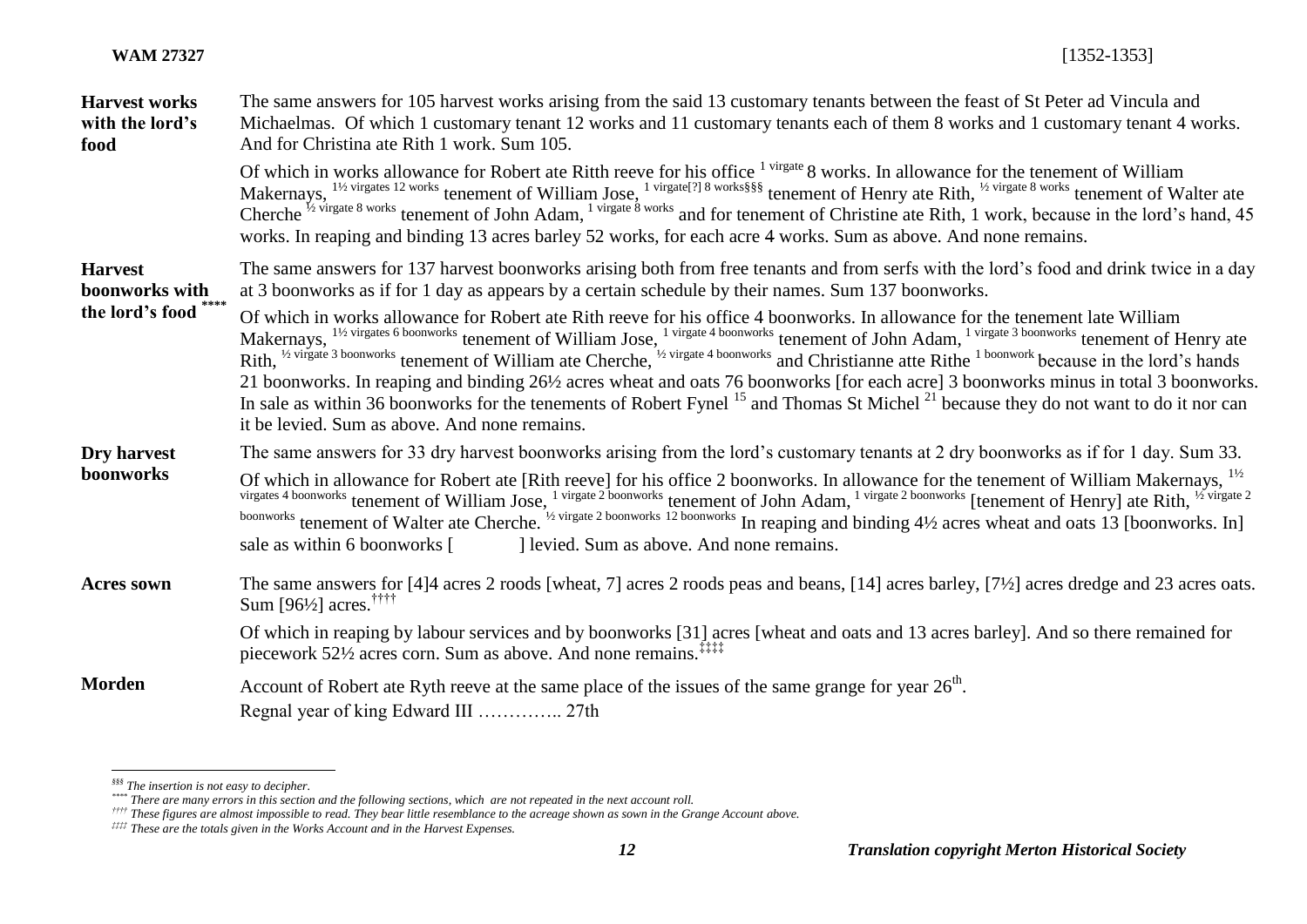**Harvest works with the lord's food**

The same answers for 105 harvest works arising from the said 13 customary tenants between the feast of St Peter ad Vincula and Michaelmas. Of which 1 customary tenant 12 works and 11 customary tenants each of them 8 works and 1 customary tenant 4 works. And for Christina ate Rith 1 work. Sum 105.

Of which in works allowance for Robert ate Ritth reeve for his office [1 virgate] 8 works. In allowance for the tenement of William Makernays, [1½ virgates 12 works] tenement of William Jose, [1 virgate[?] 8 works§§§] tenement of Henry ate Rith, [½ virgate 8 works] tenement of Walter ate Cherche [½ virgate 8 works] tenement of John Adam, [1 virgate 8 works] and for tenement of Christine ate Rith, 1 work, because in the lord's hand, 45 works. In reaping and binding 13 acres barley 52 works, for each acre 4 works. Sum as above. And none remains.

**Harvest boonworks with the lord's food \*\*\*\***

The same answers for 137 harvest boonworks arising both from free tenants and from serfs with the lord's food and drink twice in a day at 3 boonworks as if for 1 day as appears by a certain schedule by their names. Sum 137 boonworks.

Of which in works allowance for Robert ate Rith reeve for his office 4 boonworks. In allowance for the tenement late William Makernays, [1½ virgates 6 boonworks] tenement of William Jose, [1 virgate 4 boonworks] tenement of John Adam, [1 virgate 3 boonworks] tenement of Henry ate Rith, [½ virgate 3 boonworks] tenement of William ate Cherche, [½ virgate 4 boonworks] and Christianne atte Rithe [1 boonwork] because in the lord's hands 21 boonworks. In reaping and binding 26½ acres wheat and oats 76 boonworks [for each acre] 3 boonworks minus in total 3 boonworks. In sale as within 36 boonworks for the tenements of Robert Fynel [15] and Thomas St Michel [21] because they do not want to do it nor can it be levied. Sum as above. And none remains.

**Dry harvest boonworks**

The same answers for 33 dry harvest boonworks arising from the lord's customary tenants at 2 dry boonworks as if for 1 day. Sum 33.

Of which in allowance for Robert ate [Rith reeve] for his office 2 boonworks. In allowance for the tenement of William Makernays, [1½ virgates 4 boonworks] tenement of William Jose, [1 virgate 2 boonworks] tenement of John Adam, [1 virgate 2 boonworks] [tenement of Henry] ate Rith, [½ virgate 2 boonworks] tenement of Walter ate Cherche. [½ virgate 2 boonworks 12 boonworks] In reaping and binding 4½ acres wheat and oats 13 [boonworks. In] sale as within 6 boonworks [ ] levied. Sum as above. And none remains.

**Acres sown**

The same answers for [4]4 acres 2 roods [wheat, 7] acres 2 roods peas and beans, [14] acres barley, [7½] acres dredge and 23 acres oats. Sum [96½] acres.††††

Of which in reaping by labour services and by boonworks [31] acres [wheat and oats and 13 acres barley]. And so there remained for piecework 52½ acres corn. Sum as above. And none remains.‡‡‡‡

**Morden**

Account of Robert ate Ryth reeve at the same place of the issues of the same grange for year 26th.

Regnal year of king Edward III ………….. 27th

---

§§§ *The insertion is not easy to decipher.*

\*\*\*\* *There are many errors in this section and the following sections, which are not repeated in the next account roll.*

†††† *These figures are almost impossible to read. They bear little resemblance to the acreage shown as sown in the Grange Account above.*

‡‡‡‡ *These are the totals given in the Works Account and in the Harvest Expenses.*